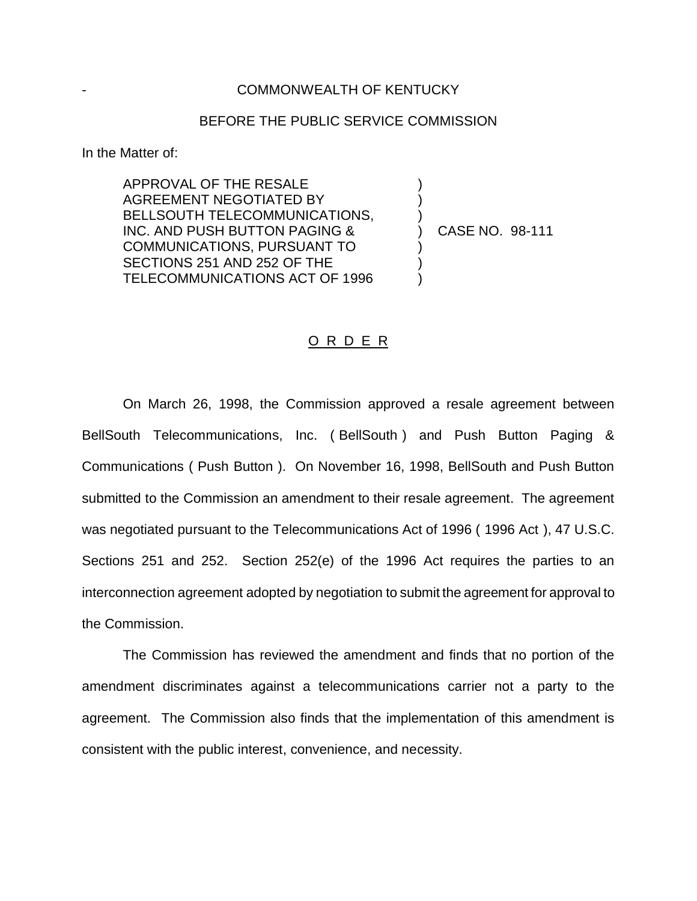COMMONWEALTH OF KENTUCKY

BEFORE THE PUBLIC SERVICE COMMISSION

In the Matter of:

APPROVAL OF THE RESALE AGREEMENT NEGOTIATED BY BELLSOUTH TELECOMMUNICATIONS, INC. AND PUSH BUTTON PAGING & COMMUNICATIONS, PURSUANT TO SECTIONS 251 AND 252 OF THE TELECOMMUNICATIONS ACT OF 1996 ) CASE NO. 98-111

## O R D E R

On March 26, 1998, the Commission approved a resale agreement between BellSouth Telecommunications, Inc. ( BellSouth ) and Push Button Paging & Communications ( Push Button ). On November 16, 1998, BellSouth and Push Button submitted to the Commission an amendment to their resale agreement. The agreement was negotiated pursuant to the Telecommunications Act of 1996 ( 1996 Act ), 47 U.S.C. Sections 251 and 252. Section 252(e) of the 1996 Act requires the parties to an interconnection agreement adopted by negotiation to submit the agreement for approval to the Commission.

The Commission has reviewed the amendment and finds that no portion of the amendment discriminates against a telecommunications carrier not a party to the agreement. The Commission also finds that the implementation of this amendment is consistent with the public interest, convenience, and necessity.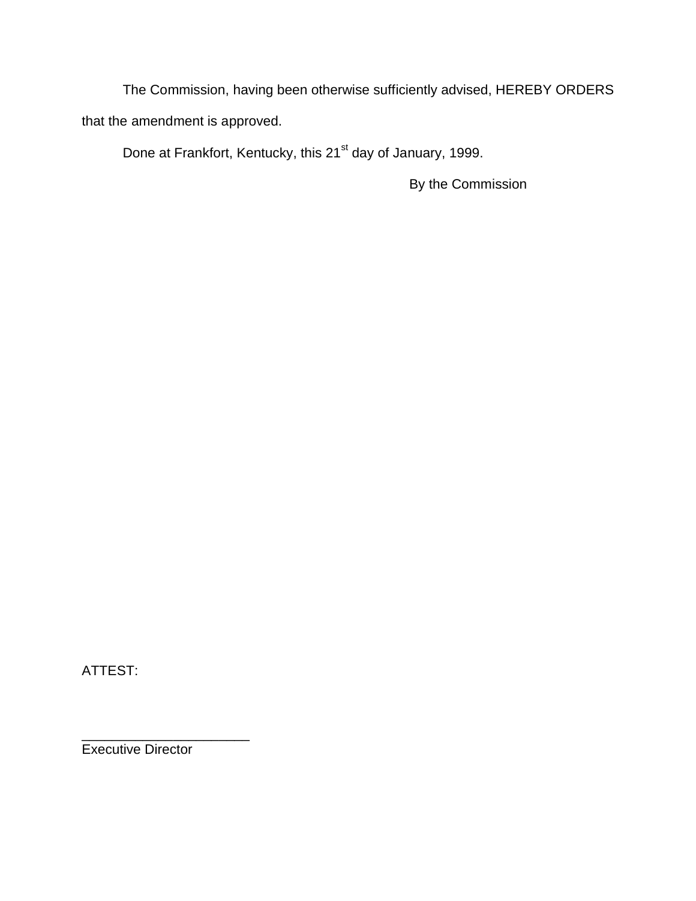The Commission, having been otherwise sufficiently advised, HEREBY ORDERS that the amendment is approved.

Done at Frankfort, Kentucky, this 21st day of January, 1999.

By the Commission

ATTEST:

______________________
Executive Director